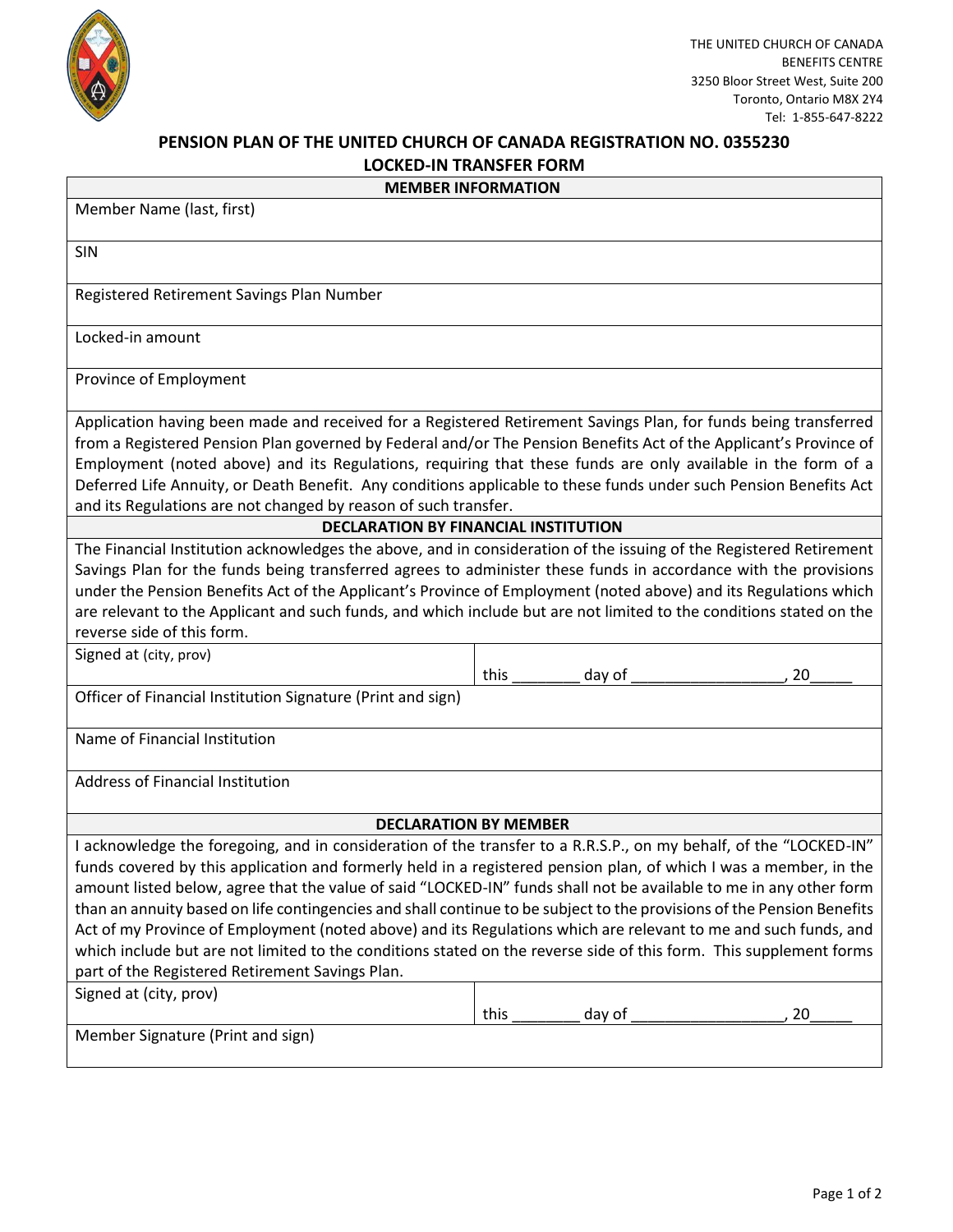THE UNITED CHURCH OF CANADA
BENEFITS CENTRE
3250 Bloor Street West, Suite 200
Toronto, Ontario M8X 2Y4
Tel: 1-855-647-8222

# PENSION PLAN OF THE UNITED CHURCH OF CANADA REGISTRATION NO. 0355230

## LOCKED-IN TRANSFER FORM

### MEMBER INFORMATION

Member Name (last, first)

SIN

Registered Retirement Savings Plan Number

Locked-in amount

Province of Employment

Application having been made and received for a Registered Retirement Savings Plan, for funds being transferred from a Registered Pension Plan governed by Federal and/or The Pension Benefits Act of the Applicant's Province of Employment (noted above) and its Regulations, requiring that these funds are only available in the form of a Deferred Life Annuity, or Death Benefit. Any conditions applicable to these funds under such Pension Benefits Act and its Regulations are not changed by reason of such transfer.

### DECLARATION BY FINANCIAL INSTITUTION

The Financial Institution acknowledges the above, and in consideration of the issuing of the Registered Retirement Savings Plan for the funds being transferred agrees to administer these funds in accordance with the provisions under the Pension Benefits Act of the Applicant's Province of Employment (noted above) and its Regulations which are relevant to the Applicant and such funds, and which include but are not limited to the conditions stated on the reverse side of this form.

| Signed at (city, prov) | this ________ day of __________________, 20_____ |
|---|---|

Officer of Financial Institution Signature (Print and sign)

Name of Financial Institution

Address of Financial Institution

### DECLARATION BY MEMBER

I acknowledge the foregoing, and in consideration of the transfer to a R.R.S.P., on my behalf, of the "LOCKED-IN" funds covered by this application and formerly held in a registered pension plan, of which I was a member, in the amount listed below, agree that the value of said "LOCKED-IN" funds shall not be available to me in any other form than an annuity based on life contingencies and shall continue to be subject to the provisions of the Pension Benefits Act of my Province of Employment (noted above) and its Regulations which are relevant to me and such funds, and which include but are not limited to the conditions stated on the reverse side of this form. This supplement forms part of the Registered Retirement Savings Plan.

| Signed at (city, prov) | this ________ day of __________________, 20_____ |
|---|---|

Member Signature (Print and sign)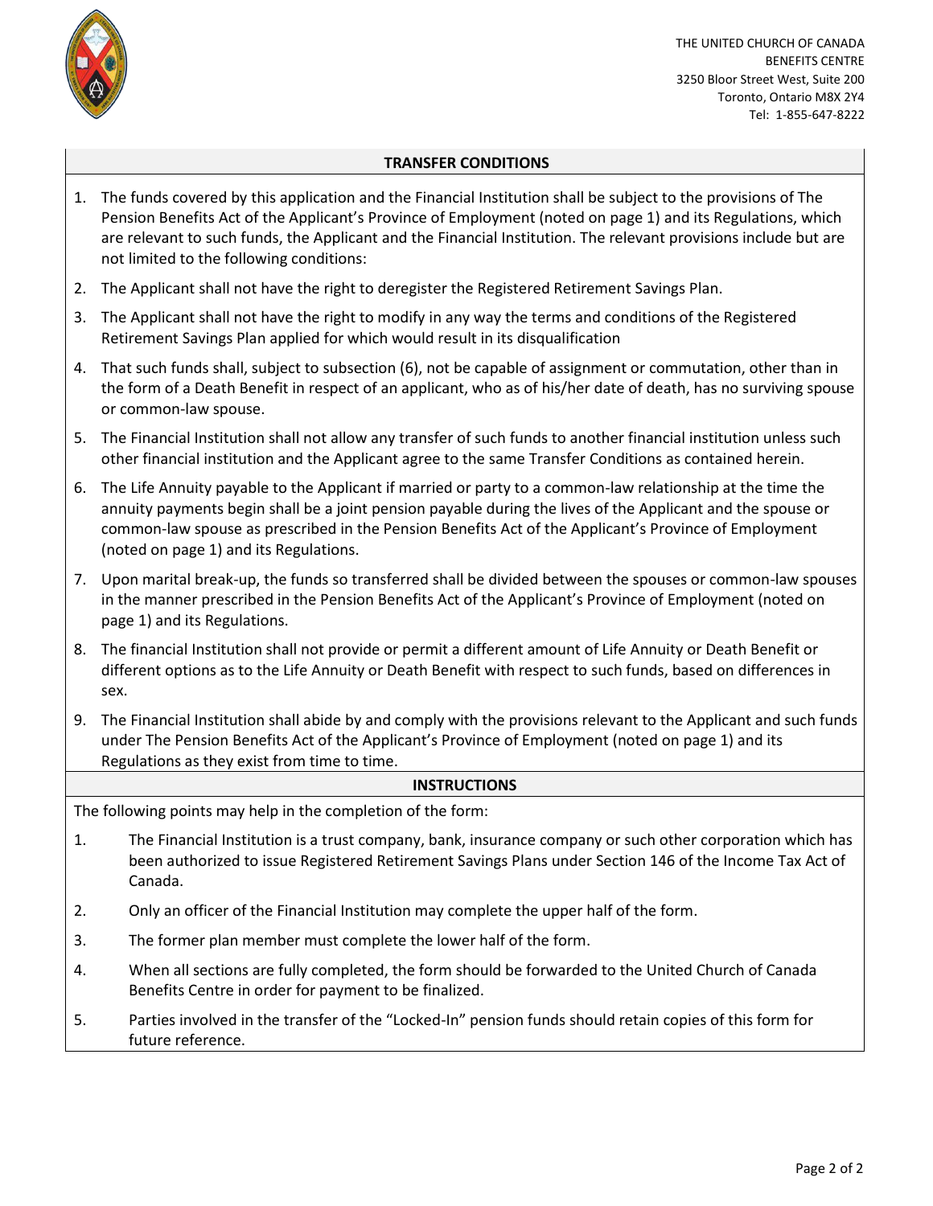THE UNITED CHURCH OF CANADA
BENEFITS CENTRE
3250 Bloor Street West, Suite 200
Toronto, Ontario M8X 2Y4
Tel: 1-855-647-8222

## TRANSFER CONDITIONS

1. The funds covered by this application and the Financial Institution shall be subject to the provisions of The Pension Benefits Act of the Applicant's Province of Employment (noted on page 1) and its Regulations, which are relevant to such funds, the Applicant and the Financial Institution. The relevant provisions include but are not limited to the following conditions:
2. The Applicant shall not have the right to deregister the Registered Retirement Savings Plan.
3. The Applicant shall not have the right to modify in any way the terms and conditions of the Registered Retirement Savings Plan applied for which would result in its disqualification
4. That such funds shall, subject to subsection (6), not be capable of assignment or commutation, other than in the form of a Death Benefit in respect of an applicant, who as of his/her date of death, has no surviving spouse or common-law spouse.
5. The Financial Institution shall not allow any transfer of such funds to another financial institution unless such other financial institution and the Applicant agree to the same Transfer Conditions as contained herein.
6. The Life Annuity payable to the Applicant if married or party to a common-law relationship at the time the annuity payments begin shall be a joint pension payable during the lives of the Applicant and the spouse or common-law spouse as prescribed in the Pension Benefits Act of the Applicant's Province of Employment (noted on page 1) and its Regulations.
7. Upon marital break-up, the funds so transferred shall be divided between the spouses or common-law spouses in the manner prescribed in the Pension Benefits Act of the Applicant's Province of Employment (noted on page 1) and its Regulations.
8. The financial Institution shall not provide or permit a different amount of Life Annuity or Death Benefit or different options as to the Life Annuity or Death Benefit with respect to such funds, based on differences in sex.
9. The Financial Institution shall abide by and comply with the provisions relevant to the Applicant and such funds under The Pension Benefits Act of the Applicant's Province of Employment (noted on page 1) and its Regulations as they exist from time to time.

## INSTRUCTIONS

The following points may help in the completion of the form:

1. The Financial Institution is a trust company, bank, insurance company or such other corporation which has been authorized to issue Registered Retirement Savings Plans under Section 146 of the Income Tax Act of Canada.
2. Only an officer of the Financial Institution may complete the upper half of the form.
3. The former plan member must complete the lower half of the form.
4. When all sections are fully completed, the form should be forwarded to the United Church of Canada Benefits Centre in order for payment to be finalized.
5. Parties involved in the transfer of the "Locked-In" pension funds should retain copies of this form for future reference.